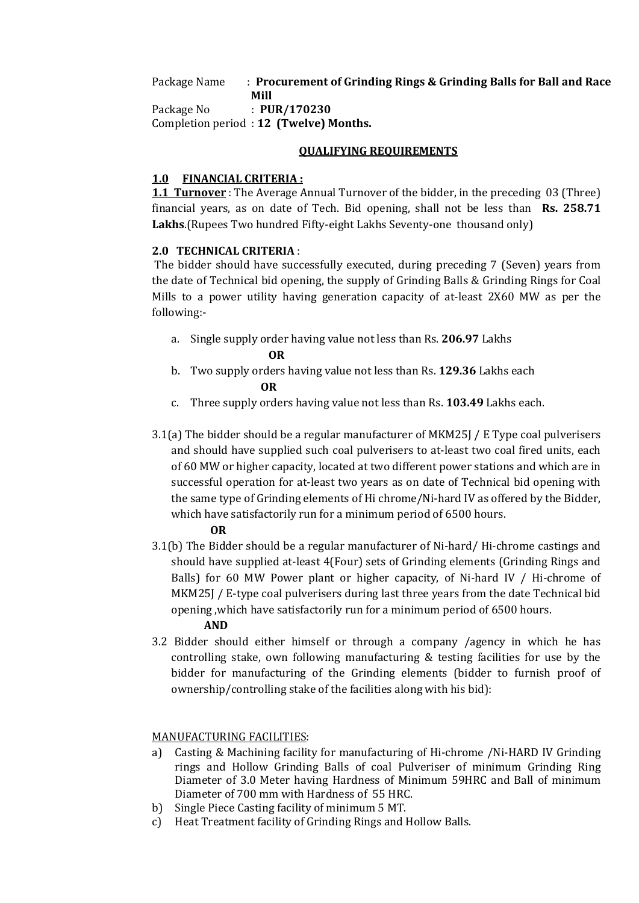Package Name : **Procurement of Grinding Rings & Grinding Balls for Ball and Race Mill**
Package No : **PUR/170230**
Completion period : **12 (Twelve) Months.**

## QUALIFYING REQUIREMENTS

### 1.0 FINANCIAL CRITERIA :

**1.1 Turnover** : The Average Annual Turnover of the bidder, in the preceding 03 (Three) financial years, as on date of Tech. Bid opening, shall not be less than **Rs. 258.71 Lakhs**.(Rupees Two hundred Fifty-eight Lakhs Seventy-one thousand only)

### 2.0 TECHNICAL CRITERIA :

The bidder should have successfully executed, during preceding 7 (Seven) years from the date of Technical bid opening, the supply of Grinding Balls & Grinding Rings for Coal Mills to a power utility having generation capacity of at-least 2X60 MW as per the following:-

a. Single supply order having value not less than Rs. **206.97** Lakhs

**OR**

b. Two supply orders having value not less than Rs. **129.36** Lakhs each

**OR**

c. Three supply orders having value not less than Rs. **103.49** Lakhs each.

3.1(a) The bidder should be a regular manufacturer of MKM25J / E Type coal pulverisers and should have supplied such coal pulverisers to at-least two coal fired units, each of 60 MW or higher capacity, located at two different power stations and which are in successful operation for at-least two years as on date of Technical bid opening with the same type of Grinding elements of Hi chrome/Ni-hard IV as offered by the Bidder, which have satisfactorily run for a minimum period of 6500 hours.

**OR**

3.1(b) The Bidder should be a regular manufacturer of Ni-hard/ Hi-chrome castings and should have supplied at-least 4(Four) sets of Grinding elements (Grinding Rings and Balls) for 60 MW Power plant or higher capacity, of Ni-hard IV / Hi-chrome of MKM25J / E-type coal pulverisers during last three years from the date Technical bid opening ,which have satisfactorily run for a minimum period of 6500 hours.

**AND**

3.2 Bidder should either himself or through a company /agency in which he has controlling stake, own following manufacturing & testing facilities for use by the bidder for manufacturing of the Grinding elements (bidder to furnish proof of ownership/controlling stake of the facilities along with his bid):

MANUFACTURING FACILITIES:

a) Casting & Machining facility for manufacturing of Hi-chrome /Ni-HARD IV Grinding rings and Hollow Grinding Balls of coal Pulveriser of minimum Grinding Ring Diameter of 3.0 Meter having Hardness of Minimum 59HRC and Ball of minimum Diameter of 700 mm with Hardness of 55 HRC.
b) Single Piece Casting facility of minimum 5 MT.
c) Heat Treatment facility of Grinding Rings and Hollow Balls.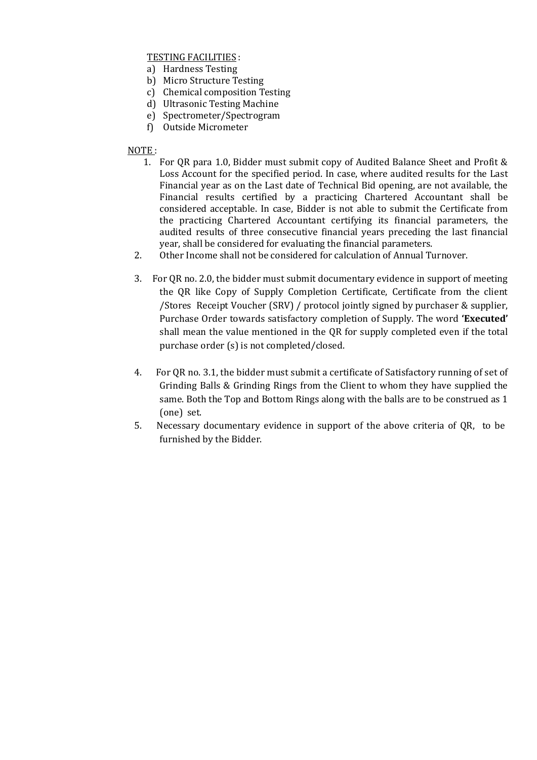<u>TESTING FACILITIES</u> :

a) Hardness Testing
b) Micro Structure Testing
c) Chemical composition Testing
d) Ultrasonic Testing Machine
e) Spectrometer/Spectrogram
f) Outside Micrometer

<u>NOTE</u> :

1. For QR para 1.0, Bidder must submit copy of Audited Balance Sheet and Profit & Loss Account for the specified period. In case, where audited results for the Last Financial year as on the Last date of Technical Bid opening, are not available, the Financial results certified by a practicing Chartered Accountant shall be considered acceptable. In case, Bidder is not able to submit the Certificate from the practicing Chartered Accountant certifying its financial parameters, the audited results of three consecutive financial years preceding the last financial year, shall be considered for evaluating the financial parameters.
2. Other Income shall not be considered for calculation of Annual Turnover.
3. For QR no. 2.0, the bidder must submit documentary evidence in support of meeting the QR like Copy of Supply Completion Certificate, Certificate from the client /Stores Receipt Voucher (SRV) / protocol jointly signed by purchaser & supplier, Purchase Order towards satisfactory completion of Supply. The word **'Executed'** shall mean the value mentioned in the QR for supply completed even if the total purchase order (s) is not completed/closed.
4. For QR no. 3.1, the bidder must submit a certificate of Satisfactory running of set of Grinding Balls & Grinding Rings from the Client to whom they have supplied the same. Both the Top and Bottom Rings along with the balls are to be construed as 1 (one) set.
5. Necessary documentary evidence in support of the above criteria of QR, to be furnished by the Bidder.